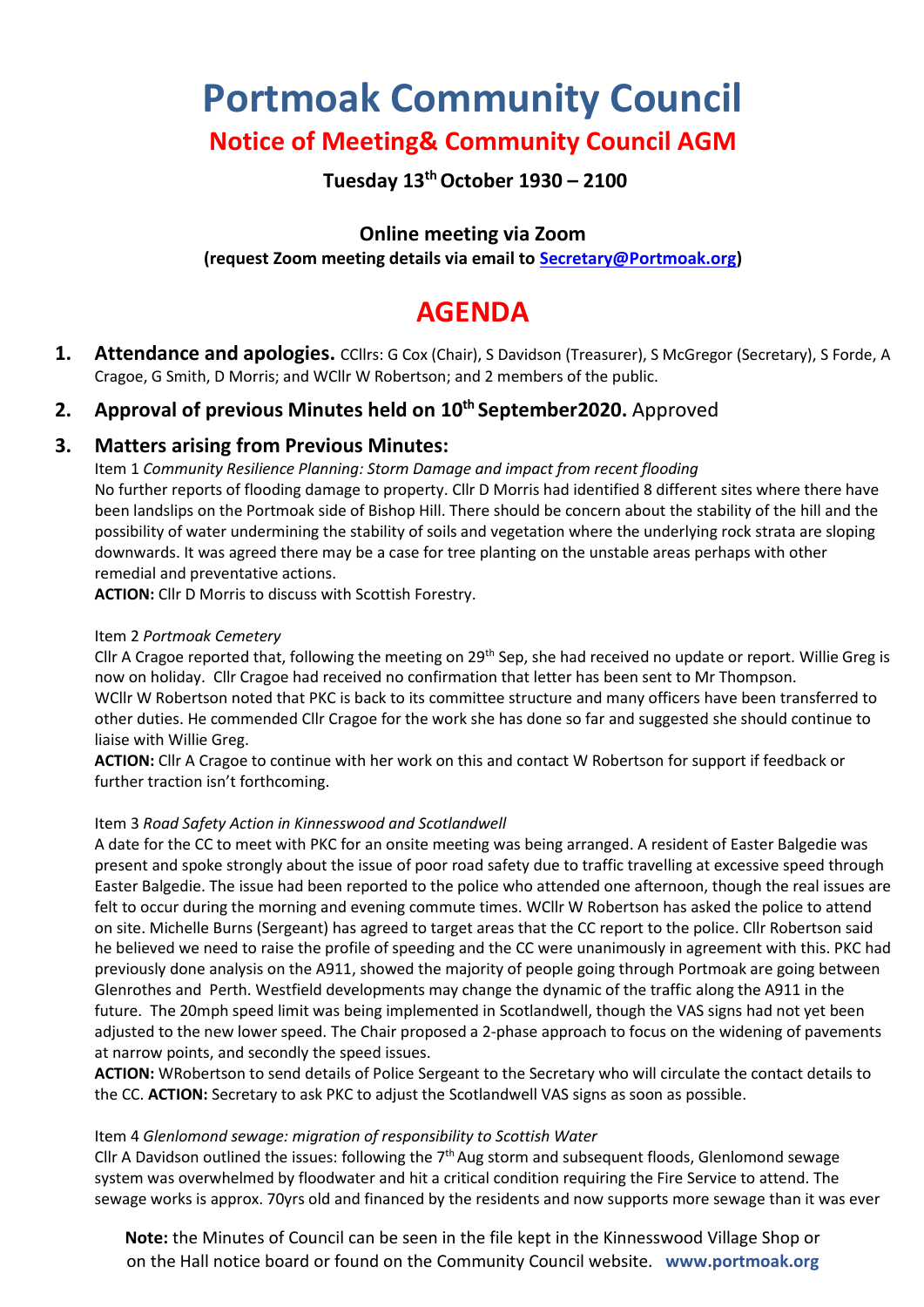# Portmoak Community Council

## Notice of Meeting& Community Council AGM

### Tuesday 13th October 1930 – 2100

### Online meeting via Zoom

**(request Zoom meeting details via email to [Secretary@Portmoak.org](mailto:Secretary@Portmoak.org))**

# AGENDA

1. **Attendance and apologies.** CCllrs: G Cox (Chair), S Davidson (Treasurer), S McGregor (Secretary), S Forde, A Cragoe, G Smith, D Morris; and WCllr W Robertson; and 2 members of the public.

2. **Approval of previous Minutes held on 10th September2020.** Approved

3. **Matters arising from Previous Minutes:**

Item 1 *Community Resilience Planning: Storm Damage and impact from recent flooding*
No further reports of flooding damage to property. Cllr D Morris had identified 8 different sites where there have been landslips on the Portmoak side of Bishop Hill. There should be concern about the stability of the hill and the possibility of water undermining the stability of soils and vegetation where the underlying rock strata are sloping downwards. It was agreed there may be a case for tree planting on the unstable areas perhaps with other remedial and preventative actions.
**ACTION:** Cllr D Morris to discuss with Scottish Forestry.

Item 2 *Portmoak Cemetery*
Cllr A Cragoe reported that, following the meeting on 29th Sep, she had received no update or report. Willie Greg is now on holiday. Cllr Cragoe had received no confirmation that letter has been sent to Mr Thompson.
WCllr W Robertson noted that PKC is back to its committee structure and many officers have been transferred to other duties. He commended Cllr Cragoe for the work she has done so far and suggested she should continue to liaise with Willie Greg.
**ACTION:** Cllr A Cragoe to continue with her work on this and contact W Robertson for support if feedback or further traction isn't forthcoming.

Item 3 *Road Safety Action in Kinnesswood and Scotlandwell*
A date for the CC to meet with PKC for an onsite meeting was being arranged. A resident of Easter Balgedie was present and spoke strongly about the issue of poor road safety due to traffic travelling at excessive speed through Easter Balgedie. The issue had been reported to the police who attended one afternoon, though the real issues are felt to occur during the morning and evening commute times. WCllr W Robertson has asked the police to attend on site. Michelle Burns (Sergeant) has agreed to target areas that the CC report to the police. Cllr Robertson said he believed we need to raise the profile of speeding and the CC were unanimously in agreement with this. PKC had previously done analysis on the A911, showed the majority of people going through Portmoak are going between Glenrothes and Perth. Westfield developments may change the dynamic of the traffic along the A911 in the future. The 20mph speed limit was being implemented in Scotlandwell, though the VAS signs had not yet been adjusted to the new lower speed. The Chair proposed a 2-phase approach to focus on the widening of pavements at narrow points, and secondly the speed issues.
**ACTION:** WRobertson to send details of Police Sergeant to the Secretary who will circulate the contact details to the CC. **ACTION:** Secretary to ask PKC to adjust the Scotlandwell VAS signs as soon as possible.

Item 4 *Glenlomond sewage: migration of responsibility to Scottish Water*
Cllr A Davidson outlined the issues: following the 7th Aug storm and subsequent floods, Glenlomond sewage system was overwhelmed by floodwater and hit a critical condition requiring the Fire Service to attend. The sewage works is approx. 70yrs old and financed by the residents and now supports more sewage than it was ever

**Note:** the Minutes of Council can be seen in the file kept in the Kinnesswood Village Shop or on the Hall notice board or found on the Community Council website. **www.portmoak.org**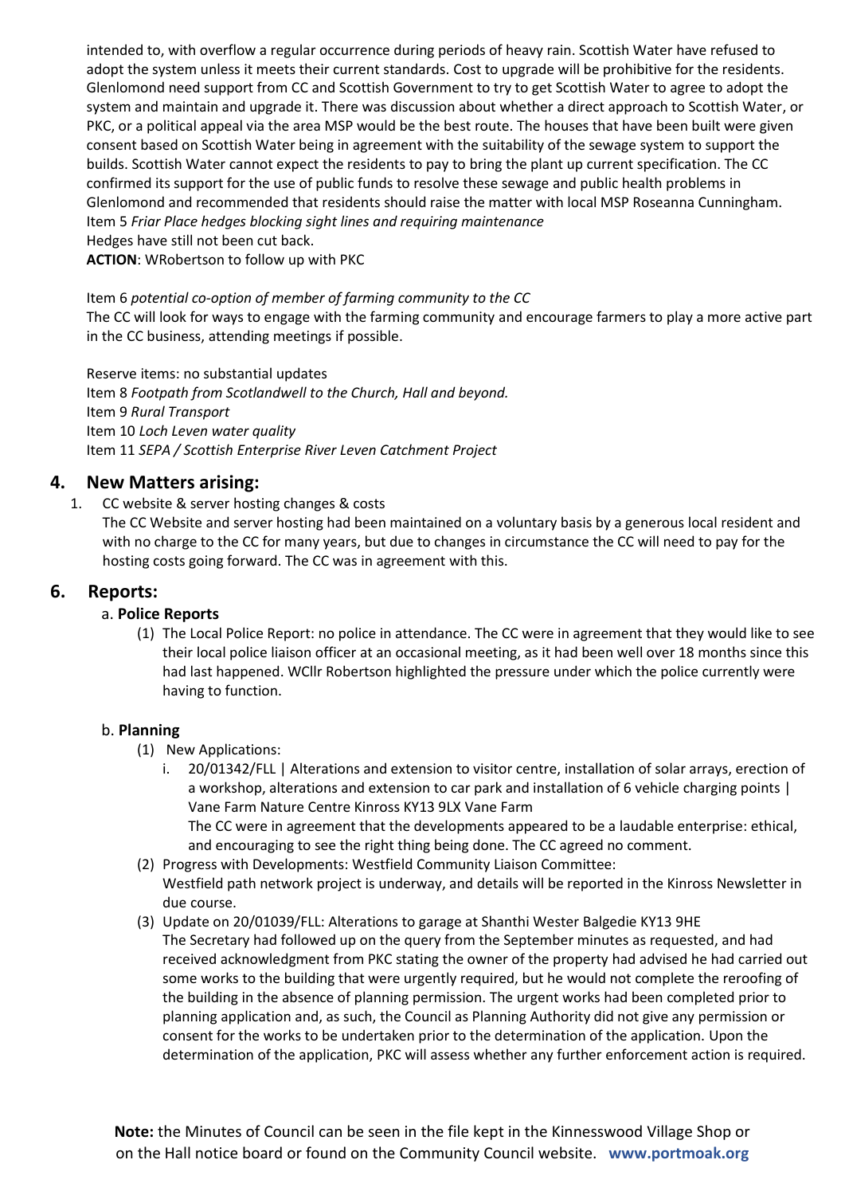intended to, with overflow a regular occurrence during periods of heavy rain. Scottish Water have refused to adopt the system unless it meets their current standards. Cost to upgrade will be prohibitive for the residents. Glenlomond need support from CC and Scottish Government to try to get Scottish Water to agree to adopt the system and maintain and upgrade it. There was discussion about whether a direct approach to Scottish Water, or PKC, or a political appeal via the area MSP would be the best route. The houses that have been built were given consent based on Scottish Water being in agreement with the suitability of the sewage system to support the builds. Scottish Water cannot expect the residents to pay to bring the plant up current specification. The CC confirmed its support for the use of public funds to resolve these sewage and public health problems in Glenlomond and recommended that residents should raise the matter with local MSP Roseanna Cunningham.

Item 5 *Friar Place hedges blocking sight lines and requiring maintenance*

Hedges have still not been cut back.

**ACTION**: WRobertson to follow up with PKC

Item 6 *potential co-option of member of farming community to the CC*

The CC will look for ways to engage with the farming community and encourage farmers to play a more active part in the CC business, attending meetings if possible.

Reserve items: no substantial updates

Item 8 *Footpath from Scotlandwell to the Church, Hall and beyond.*

Item 9 *Rural Transport*

Item 10 *Loch Leven water quality*

Item 11 *SEPA / Scottish Enterprise River Leven Catchment Project*

## 4. New Matters arising:

1. CC website & server hosting changes & costs

   The CC Website and server hosting had been maintained on a voluntary basis by a generous local resident and with no charge to the CC for many years, but due to changes in circumstance the CC will need to pay for the hosting costs going forward. The CC was in agreement with this.

## 6. Reports:

### a. Police Reports

(1) The Local Police Report: no police in attendance. The CC were in agreement that they would like to see their local police liaison officer at an occasional meeting, as it had been well over 18 months since this had last happened. WCllr Robertson highlighted the pressure under which the police currently were having to function.

### b. Planning

(1) New Applications:

i. 20/01342/FLL | Alterations and extension to visitor centre, installation of solar arrays, erection of a workshop, alterations and extension to car park and installation of 6 vehicle charging points | Vane Farm Nature Centre Kinross KY13 9LX Vane Farm

The CC were in agreement that the developments appeared to be a laudable enterprise: ethical, and encouraging to see the right thing being done. The CC agreed no comment.

(2) Progress with Developments: Westfield Community Liaison Committee:

Westfield path network project is underway, and details will be reported in the Kinross Newsletter in due course.

(3) Update on 20/01039/FLL: Alterations to garage at Shanthi Wester Balgedie KY13 9HE

The Secretary had followed up on the query from the September minutes as requested, and had received acknowledgment from PKC stating the owner of the property had advised he had carried out some works to the building that were urgently required, but he would not complete the reroofing of the building in the absence of planning permission. The urgent works had been completed prior to planning application and, as such, the Council as Planning Authority did not give any permission or consent for the works to be undertaken prior to the determination of the application. Upon the determination of the application, PKC will assess whether any further enforcement action is required.

**Note:** the Minutes of Council can be seen in the file kept in the Kinnesswood Village Shop or on the Hall notice board or found on the Community Council website. **www.portmoak.org**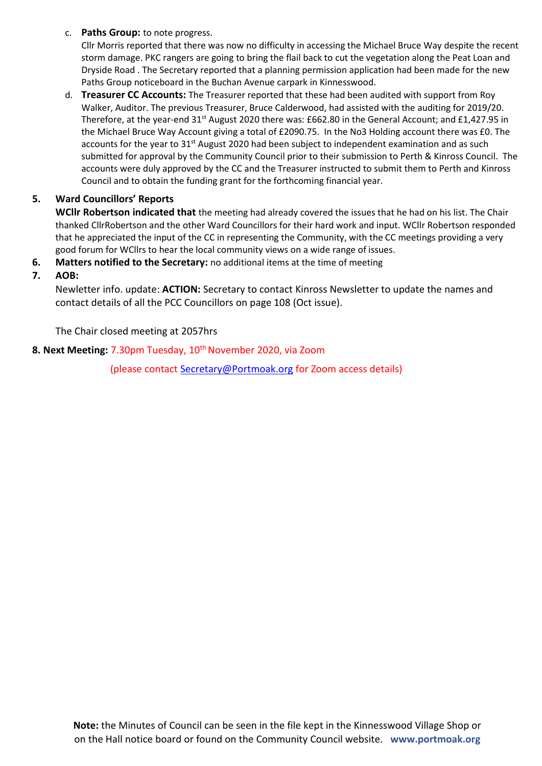c. **Paths Group:** to note progress.

   Cllr Morris reported that there was now no difficulty in accessing the Michael Bruce Way despite the recent storm damage. PKC rangers are going to bring the flail back to cut the vegetation along the Peat Loan and Dryside Road . The Secretary reported that a planning permission application had been made for the new Paths Group noticeboard in the Buchan Avenue carpark in Kinnesswood.

d. **Treasurer CC Accounts:** The Treasurer reported that these had been audited with support from Roy Walker, Auditor. The previous Treasurer, Bruce Calderwood, had assisted with the auditing for 2019/20. Therefore, at the year-end 31st August 2020 there was: £662.80 in the General Account; and £1,427.95 in the Michael Bruce Way Account giving a total of £2090.75. In the No3 Holding account there was £0. The accounts for the year to 31st August 2020 had been subject to independent examination and as such submitted for approval by the Community Council prior to their submission to Perth & Kinross Council. The accounts were duly approved by the CC and the Treasurer instructed to submit them to Perth and Kinross Council and to obtain the funding grant for the forthcoming financial year.

**5. Ward Councillors' Reports**

**WCllr Robertson indicated that** the meeting had already covered the issues that he had on his list. The Chair thanked CllrRobertson and the other Ward Councillors for their hard work and input. WCllr Robertson responded that he appreciated the input of the CC in representing the Community, with the CC meetings providing a very good forum for WCllrs to hear the local community views on a wide range of issues.

**6. Matters notified to the Secretary:** no additional items at the time of meeting

**7. AOB:**

Newletter info. update: **ACTION:** Secretary to contact Kinross Newsletter to update the names and contact details of all the PCC Councillors on page 108 (Oct issue).

The Chair closed meeting at 2057hrs

**8. Next Meeting:** 7.30pm Tuesday, 10th November 2020, via Zoom

(please contact Secretary@Portmoak.org for Zoom access details)

**Note:** the Minutes of Council can be seen in the file kept in the Kinnesswood Village Shop or on the Hall notice board or found on the Community Council website. **www.portmoak.org**